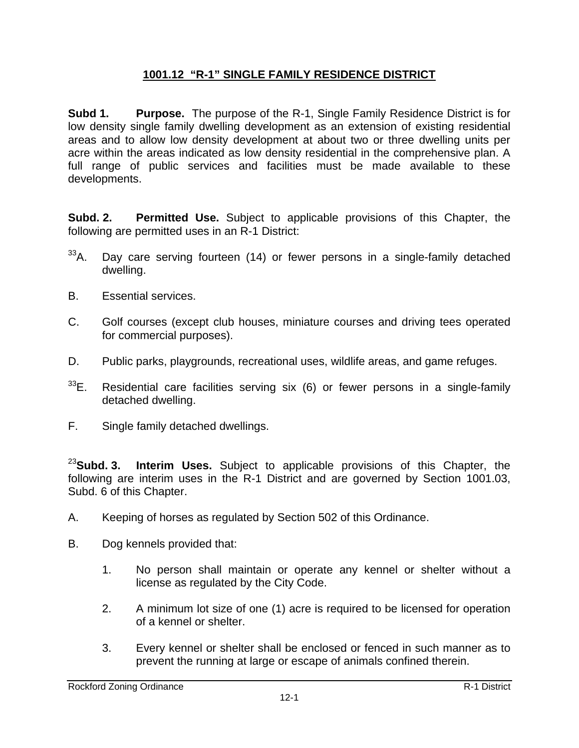# 1001.12 "R-1" SINGLE FAMILY RESIDENCE DISTRICT

**Subd 1. Purpose.** The purpose of the R-1, Single Family Residence District is for low density single family dwelling development as an extension of existing residential areas and to allow low density development at about two or three dwelling units per acre within the areas indicated as low density residential in the comprehensive plan. A full range of public services and facilities must be made available to these developments.

**Subd. 2. Permitted Use.** Subject to applicable provisions of this Chapter, the following are permitted uses in an R-1 District:

[33]A. Day care serving fourteen (14) or fewer persons in a single-family detached dwelling.

B. Essential services.

C. Golf courses (except club houses, miniature courses and driving tees operated for commercial purposes).

D. Public parks, playgrounds, recreational uses, wildlife areas, and game refuges.

[33]E. Residential care facilities serving six (6) or fewer persons in a single-family detached dwelling.

F. Single family detached dwellings.

[23]**Subd. 3. Interim Uses.** Subject to applicable provisions of this Chapter, the following are interim uses in the R-1 District and are governed by Section 1001.03, Subd. 6 of this Chapter.

A. Keeping of horses as regulated by Section 502 of this Ordinance.

B. Dog kennels provided that:

1. No person shall maintain or operate any kennel or shelter without a license as regulated by the City Code.

2. A minimum lot size of one (1) acre is required to be licensed for operation of a kennel or shelter.

3. Every kennel or shelter shall be enclosed or fenced in such manner as to prevent the running at large or escape of animals confined therein.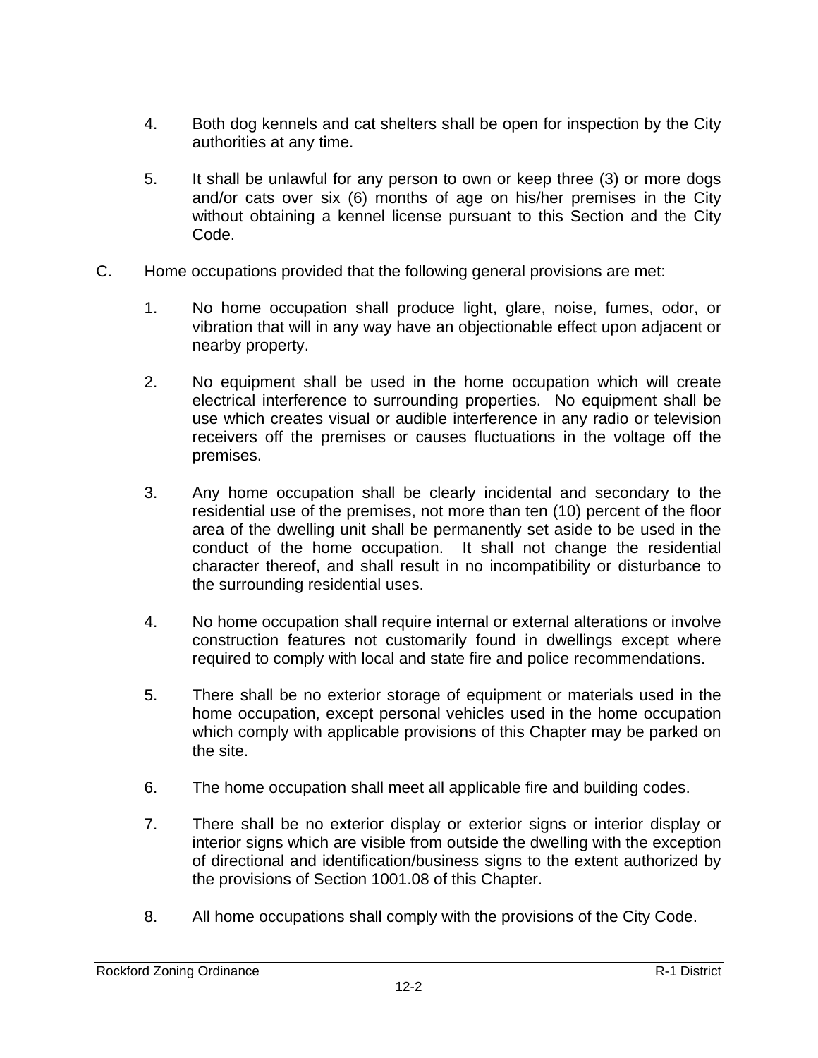4. Both dog kennels and cat shelters shall be open for inspection by the City authorities at any time.

5. It shall be unlawful for any person to own or keep three (3) or more dogs and/or cats over six (6) months of age on his/her premises in the City without obtaining a kennel license pursuant to this Section and the City Code.

C. Home occupations provided that the following general provisions are met:

1. No home occupation shall produce light, glare, noise, fumes, odor, or vibration that will in any way have an objectionable effect upon adjacent or nearby property.

2. No equipment shall be used in the home occupation which will create electrical interference to surrounding properties. No equipment shall be use which creates visual or audible interference in any radio or television receivers off the premises or causes fluctuations in the voltage off the premises.

3. Any home occupation shall be clearly incidental and secondary to the residential use of the premises, not more than ten (10) percent of the floor area of the dwelling unit shall be permanently set aside to be used in the conduct of the home occupation. It shall not change the residential character thereof, and shall result in no incompatibility or disturbance to the surrounding residential uses.

4. No home occupation shall require internal or external alterations or involve construction features not customarily found in dwellings except where required to comply with local and state fire and police recommendations.

5. There shall be no exterior storage of equipment or materials used in the home occupation, except personal vehicles used in the home occupation which comply with applicable provisions of this Chapter may be parked on the site.

6. The home occupation shall meet all applicable fire and building codes.

7. There shall be no exterior display or exterior signs or interior display or interior signs which are visible from outside the dwelling with the exception of directional and identification/business signs to the extent authorized by the provisions of Section 1001.08 of this Chapter.

8. All home occupations shall comply with the provisions of the City Code.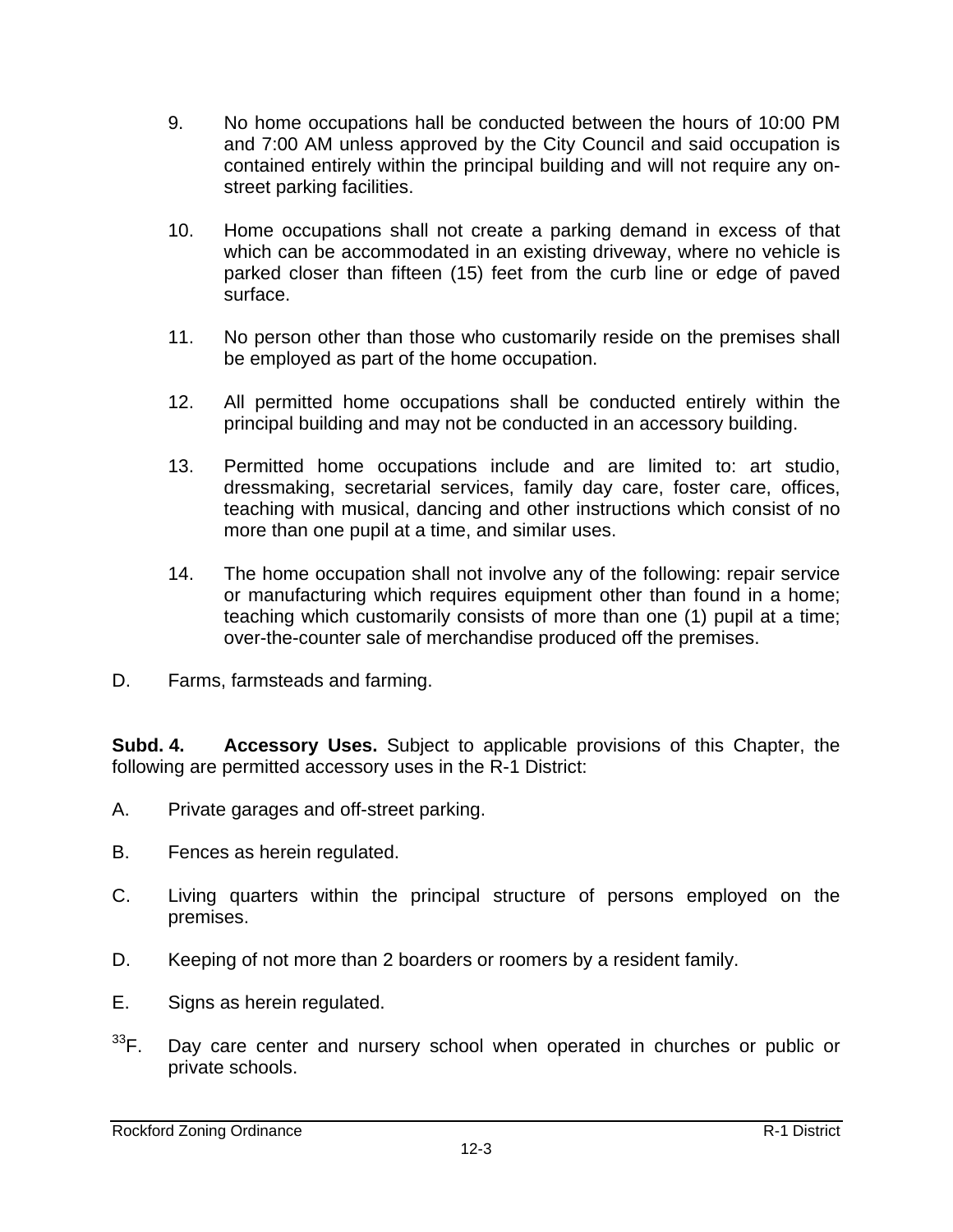9. No home occupations hall be conducted between the hours of 10:00 PM and 7:00 AM unless approved by the City Council and said occupation is contained entirely within the principal building and will not require any on-street parking facilities.

10. Home occupations shall not create a parking demand in excess of that which can be accommodated in an existing driveway, where no vehicle is parked closer than fifteen (15) feet from the curb line or edge of paved surface.

11. No person other than those who customarily reside on the premises shall be employed as part of the home occupation.

12. All permitted home occupations shall be conducted entirely within the principal building and may not be conducted in an accessory building.

13. Permitted home occupations include and are limited to: art studio, dressmaking, secretarial services, family day care, foster care, offices, teaching with musical, dancing and other instructions which consist of no more than one pupil at a time, and similar uses.

14. The home occupation shall not involve any of the following: repair service or manufacturing which requires equipment other than found in a home; teaching which customarily consists of more than one (1) pupil at a time; over-the-counter sale of merchandise produced off the premises.

D. Farms, farmsteads and farming.

**Subd. 4. Accessory Uses.** Subject to applicable provisions of this Chapter, the following are permitted accessory uses in the R-1 District:

A. Private garages and off-street parking.

B. Fences as herein regulated.

C. Living quarters within the principal structure of persons employed on the premises.

D. Keeping of not more than 2 boarders or roomers by a resident family.

E. Signs as herein regulated.

[33]F. Day care center and nursery school when operated in churches or public or private schools.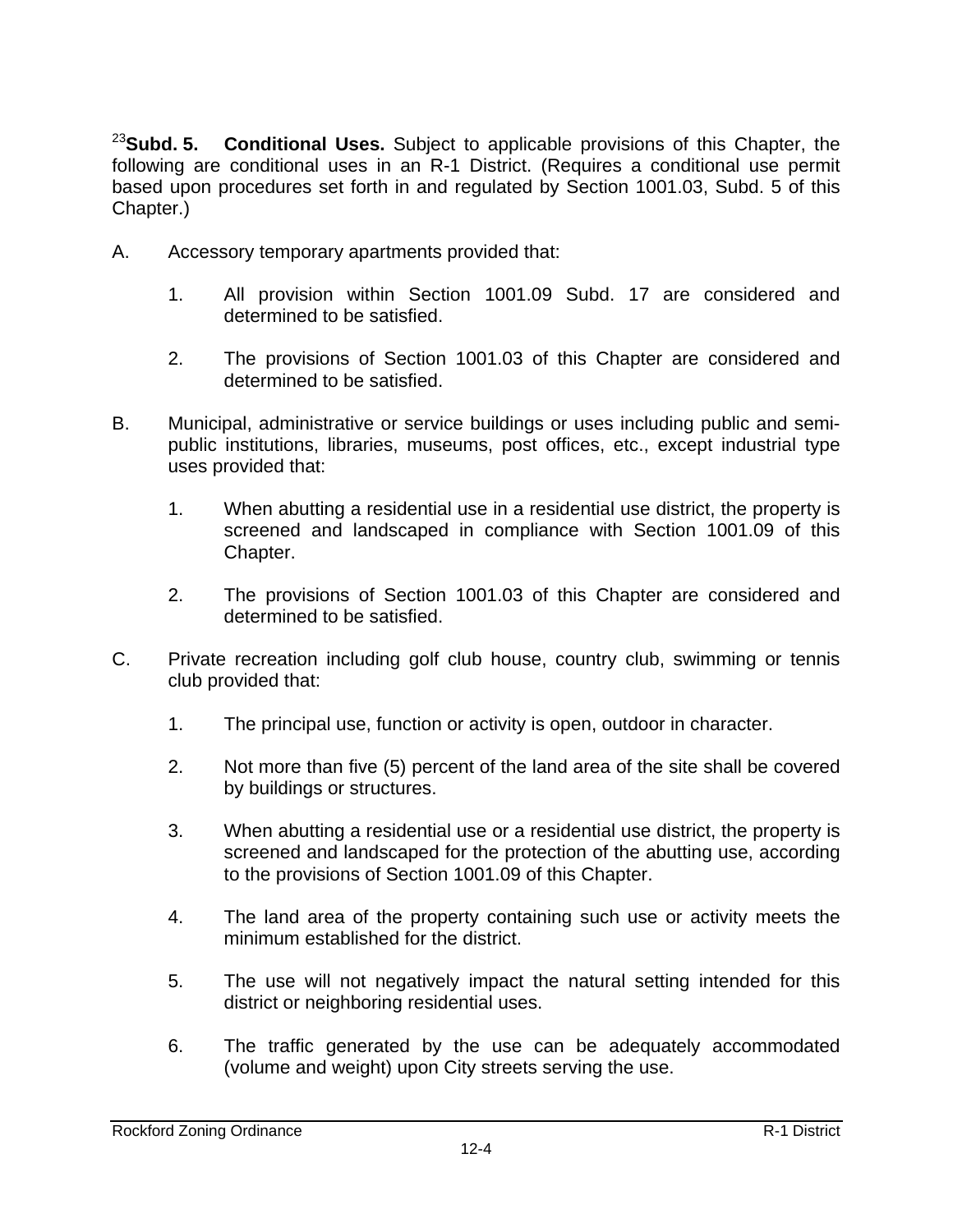[23]**Subd. 5. Conditional Uses.** Subject to applicable provisions of this Chapter, the following are conditional uses in an R-1 District. (Requires a conditional use permit based upon procedures set forth in and regulated by Section 1001.03, Subd. 5 of this Chapter.)

A. Accessory temporary apartments provided that:

   1. All provision within Section 1001.09 Subd. 17 are considered and determined to be satisfied.

   2. The provisions of Section 1001.03 of this Chapter are considered and determined to be satisfied.

B. Municipal, administrative or service buildings or uses including public and semi-public institutions, libraries, museums, post offices, etc., except industrial type uses provided that:

   1. When abutting a residential use in a residential use district, the property is screened and landscaped in compliance with Section 1001.09 of this Chapter.

   2. The provisions of Section 1001.03 of this Chapter are considered and determined to be satisfied.

C. Private recreation including golf club house, country club, swimming or tennis club provided that:

   1. The principal use, function or activity is open, outdoor in character.

   2. Not more than five (5) percent of the land area of the site shall be covered by buildings or structures.

   3. When abutting a residential use or a residential use district, the property is screened and landscaped for the protection of the abutting use, according to the provisions of Section 1001.09 of this Chapter.

   4. The land area of the property containing such use or activity meets the minimum established for the district.

   5. The use will not negatively impact the natural setting intended for this district or neighboring residential uses.

   6. The traffic generated by the use can be adequately accommodated (volume and weight) upon City streets serving the use.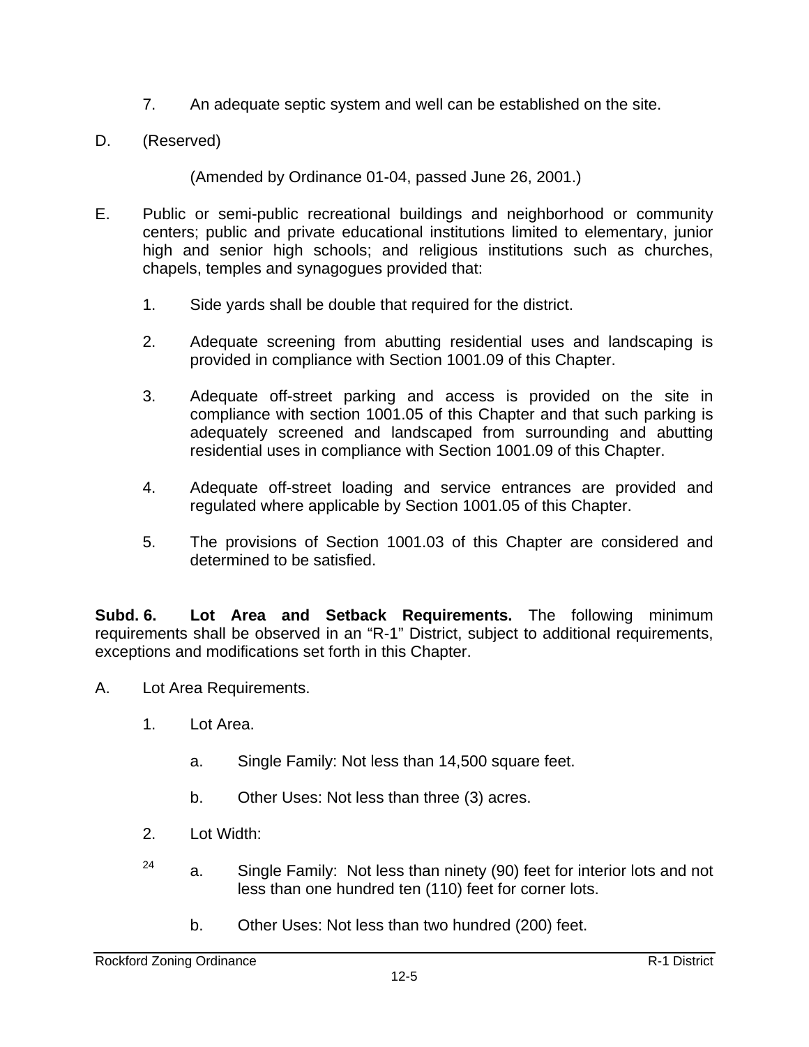7. An adequate septic system and well can be established on the site.

D. (Reserved)

(Amended by Ordinance 01-04, passed June 26, 2001.)

E. Public or semi-public recreational buildings and neighborhood or community centers; public and private educational institutions limited to elementary, junior high and senior high schools; and religious institutions such as churches, chapels, temples and synagogues provided that:

1. Side yards shall be double that required for the district.

2. Adequate screening from abutting residential uses and landscaping is provided in compliance with Section 1001.09 of this Chapter.

3. Adequate off-street parking and access is provided on the site in compliance with section 1001.05 of this Chapter and that such parking is adequately screened and landscaped from surrounding and abutting residential uses in compliance with Section 1001.09 of this Chapter.

4. Adequate off-street loading and service entrances are provided and regulated where applicable by Section 1001.05 of this Chapter.

5. The provisions of Section 1001.03 of this Chapter are considered and determined to be satisfied.

**Subd. 6. Lot Area and Setback Requirements.** The following minimum requirements shall be observed in an "R-1" District, subject to additional requirements, exceptions and modifications set forth in this Chapter.

A. Lot Area Requirements.

1. Lot Area.

a. Single Family: Not less than 14,500 square feet.

b. Other Uses: Not less than three (3) acres.

2. Lot Width:

[24] a. Single Family: Not less than ninety (90) feet for interior lots and not less than one hundred ten (110) feet for corner lots.

b. Other Uses: Not less than two hundred (200) feet.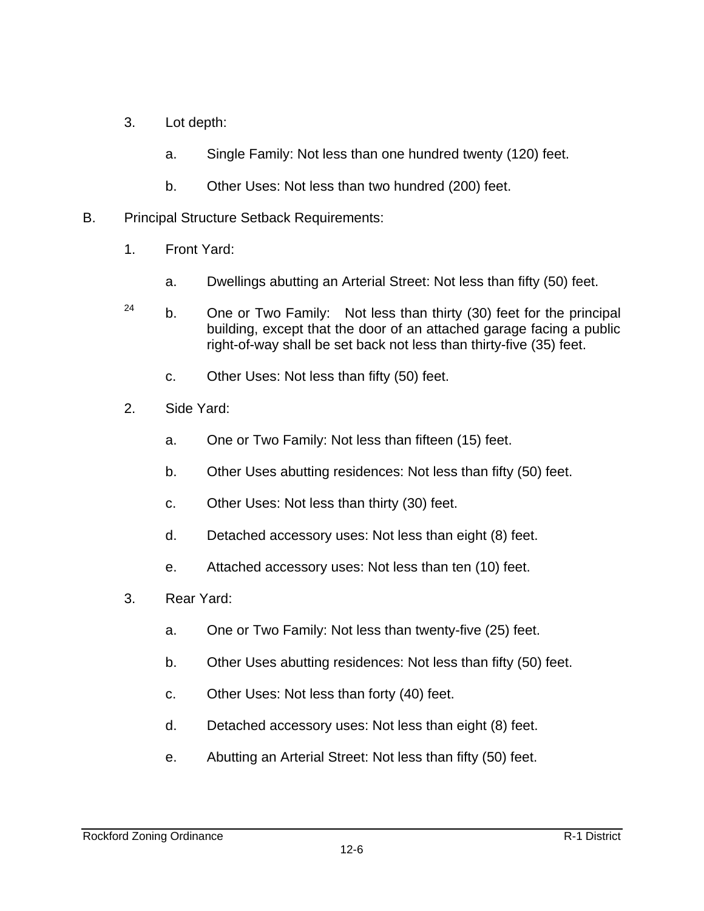3. Lot depth:

   a. Single Family: Not less than one hundred twenty (120) feet.

   b. Other Uses: Not less than two hundred (200) feet.

B. Principal Structure Setback Requirements:

1. Front Yard:

   a. Dwellings abutting an Arterial Street: Not less than fifty (50) feet.

   [24] b. One or Two Family: Not less than thirty (30) feet for the principal building, except that the door of an attached garage facing a public right-of-way shall be set back not less than thirty-five (35) feet.

   c. Other Uses: Not less than fifty (50) feet.

2. Side Yard:

   a. One or Two Family: Not less than fifteen (15) feet.

   b. Other Uses abutting residences: Not less than fifty (50) feet.

   c. Other Uses: Not less than thirty (30) feet.

   d. Detached accessory uses: Not less than eight (8) feet.

   e. Attached accessory uses: Not less than ten (10) feet.

3. Rear Yard:

   a. One or Two Family: Not less than twenty-five (25) feet.

   b. Other Uses abutting residences: Not less than fifty (50) feet.

   c. Other Uses: Not less than forty (40) feet.

   d. Detached accessory uses: Not less than eight (8) feet.

   e. Abutting an Arterial Street: Not less than fifty (50) feet.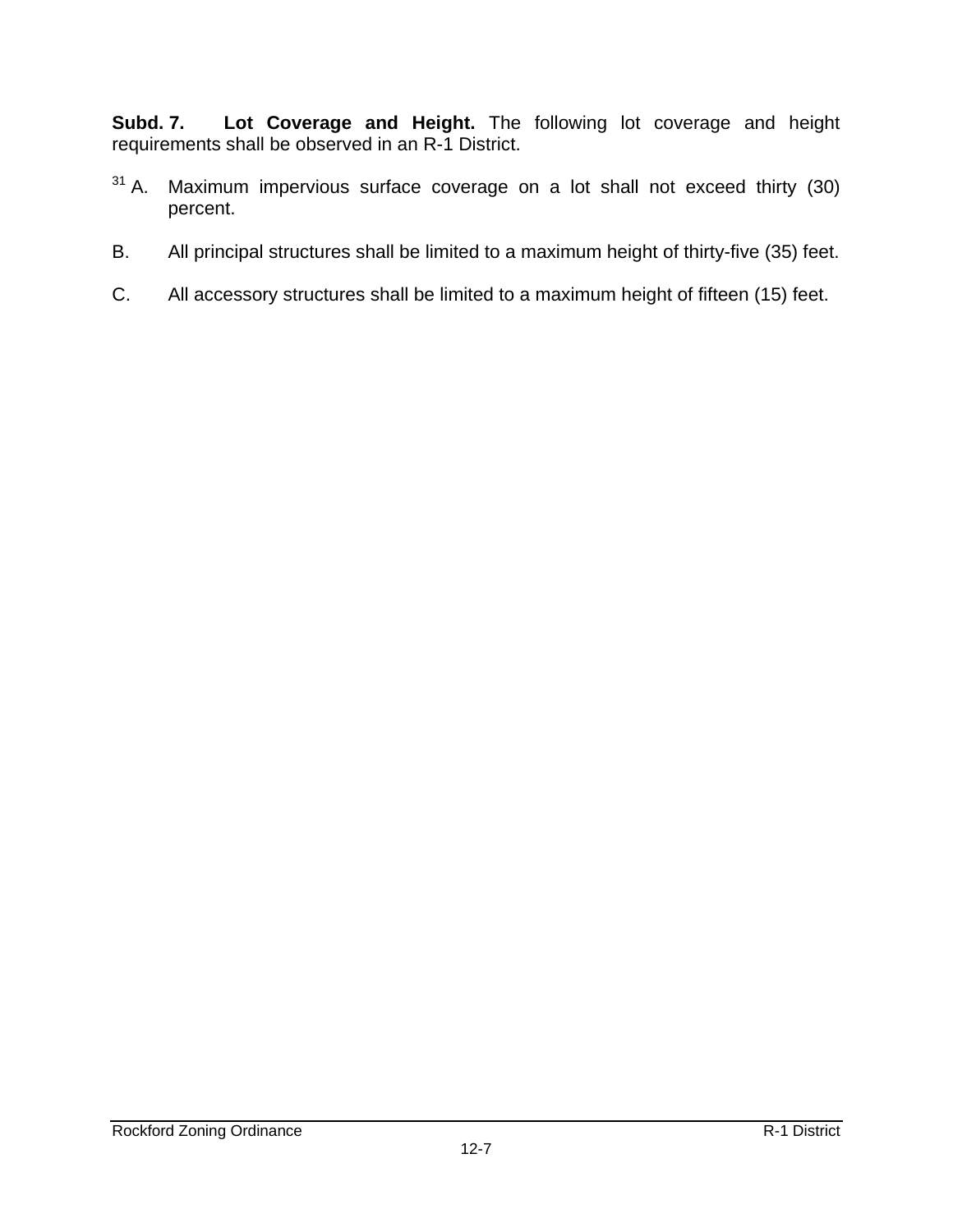**Subd. 7. Lot Coverage and Height.** The following lot coverage and height requirements shall be observed in an R-1 District.

[31] A. Maximum impervious surface coverage on a lot shall not exceed thirty (30) percent.

B. All principal structures shall be limited to a maximum height of thirty-five (35) feet.

C. All accessory structures shall be limited to a maximum height of fifteen (15) feet.